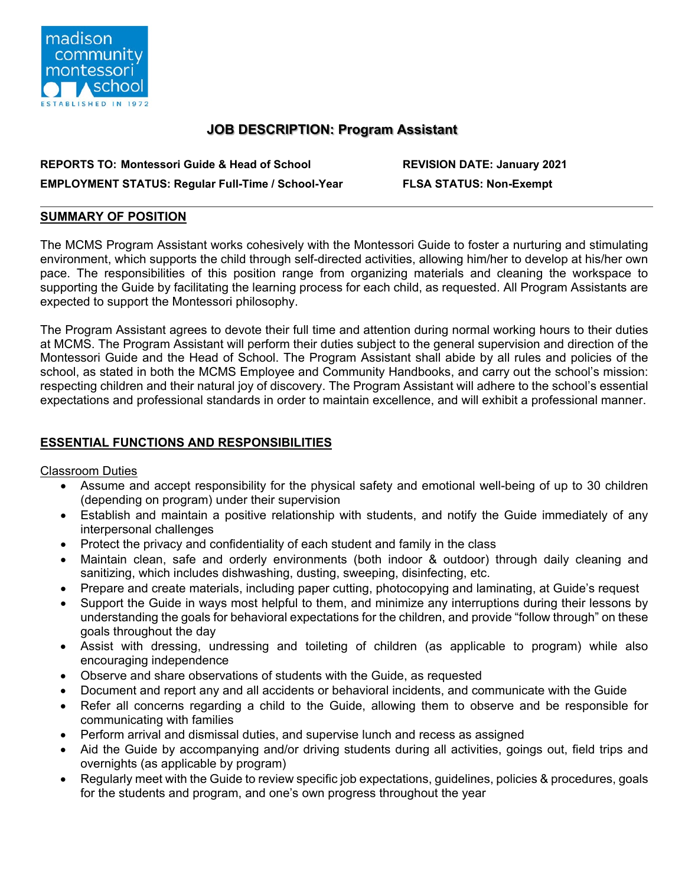madison community montessori school

ESTABLISHED IN 1972

# JOB DESCRIPTION: Program Assistant

**REPORTS TO: Montessori Guide & Head of School**
**REVISION DATE: January 2021**
**EMPLOYMENT STATUS: Regular Full-Time / School-Year**
**FLSA STATUS: Non-Exempt**

## SUMMARY OF POSITION

The MCMS Program Assistant works cohesively with the Montessori Guide to foster a nurturing and stimulating environment, which supports the child through self-directed activities, allowing him/her to develop at his/her own pace. The responsibilities of this position range from organizing materials and cleaning the workspace to supporting the Guide by facilitating the learning process for each child, as requested. All Program Assistants are expected to support the Montessori philosophy.

The Program Assistant agrees to devote their full time and attention during normal working hours to their duties at MCMS. The Program Assistant will perform their duties subject to the general supervision and direction of the Montessori Guide and the Head of School. The Program Assistant shall abide by all rules and policies of the school, as stated in both the MCMS Employee and Community Handbooks, and carry out the school's mission: respecting children and their natural joy of discovery. The Program Assistant will adhere to the school's essential expectations and professional standards in order to maintain excellence, and will exhibit a professional manner.

## ESSENTIAL FUNCTIONS AND RESPONSIBILITIES

### Classroom Duties

- Assume and accept responsibility for the physical safety and emotional well-being of up to 30 children (depending on program) under their supervision
- Establish and maintain a positive relationship with students, and notify the Guide immediately of any interpersonal challenges
- Protect the privacy and confidentiality of each student and family in the class
- Maintain clean, safe and orderly environments (both indoor & outdoor) through daily cleaning and sanitizing, which includes dishwashing, dusting, sweeping, disinfecting, etc.
- Prepare and create materials, including paper cutting, photocopying and laminating, at Guide's request
- Support the Guide in ways most helpful to them, and minimize any interruptions during their lessons by understanding the goals for behavioral expectations for the children, and provide "follow through" on these goals throughout the day
- Assist with dressing, undressing and toileting of children (as applicable to program) while also encouraging independence
- Observe and share observations of students with the Guide, as requested
- Document and report any and all accidents or behavioral incidents, and communicate with the Guide
- Refer all concerns regarding a child to the Guide, allowing them to observe and be responsible for communicating with families
- Perform arrival and dismissal duties, and supervise lunch and recess as assigned
- Aid the Guide by accompanying and/or driving students during all activities, goings out, field trips and overnights (as applicable by program)
- Regularly meet with the Guide to review specific job expectations, guidelines, policies & procedures, goals for the students and program, and one's own progress throughout the year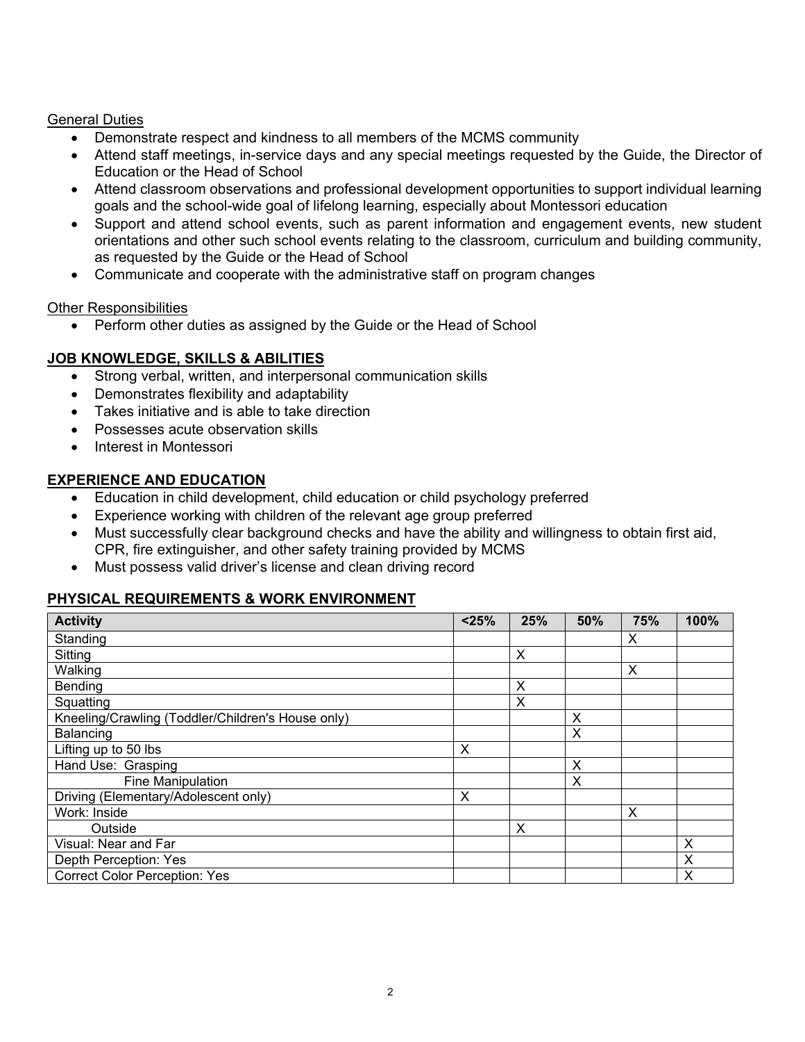General Duties

- Demonstrate respect and kindness to all members of the MCMS community
- Attend staff meetings, in-service days and any special meetings requested by the Guide, the Director of Education or the Head of School
- Attend classroom observations and professional development opportunities to support individual learning goals and the school-wide goal of lifelong learning, especially about Montessori education
- Support and attend school events, such as parent information and engagement events, new student orientations and other such school events relating to the classroom, curriculum and building community, as requested by the Guide or the Head of School
- Communicate and cooperate with the administrative staff on program changes

Other Responsibilities

- Perform other duties as assigned by the Guide or the Head of School

## JOB KNOWLEDGE, SKILLS & ABILITIES

- Strong verbal, written, and interpersonal communication skills
- Demonstrates flexibility and adaptability
- Takes initiative and is able to take direction
- Possesses acute observation skills
- Interest in Montessori

## EXPERIENCE AND EDUCATION

- Education in child development, child education or child psychology preferred
- Experience working with children of the relevant age group preferred
- Must successfully clear background checks and have the ability and willingness to obtain first aid, CPR, fire extinguisher, and other safety training provided by MCMS
- Must possess valid driver's license and clean driving record

## PHYSICAL REQUIREMENTS & WORK ENVIRONMENT

| Activity | <25% | 25% | 50% | 75% | 100% |
|---|---|---|---|---|---|
| Standing | | | | X | |
| Sitting | | X | | | |
| Walking | | | | X | |
| Bending | | X | | | |
| Squatting | | X | | | |
| Kneeling/Crawling (Toddler/Children's House only) | | | X | | |
| Balancing | | | X | | |
| Lifting up to 50 lbs | X | | | | |
| Hand Use: Grasping | | | X | | |
| Fine Manipulation | | | X | | |
| Driving (Elementary/Adolescent only) | X | | | | |
| Work: Inside | | | | X | |
| Outside | | X | | | |
| Visual: Near and Far | | | | | X |
| Depth Perception: Yes | | | | | X |
| Correct Color Perception: Yes | | | | | X |